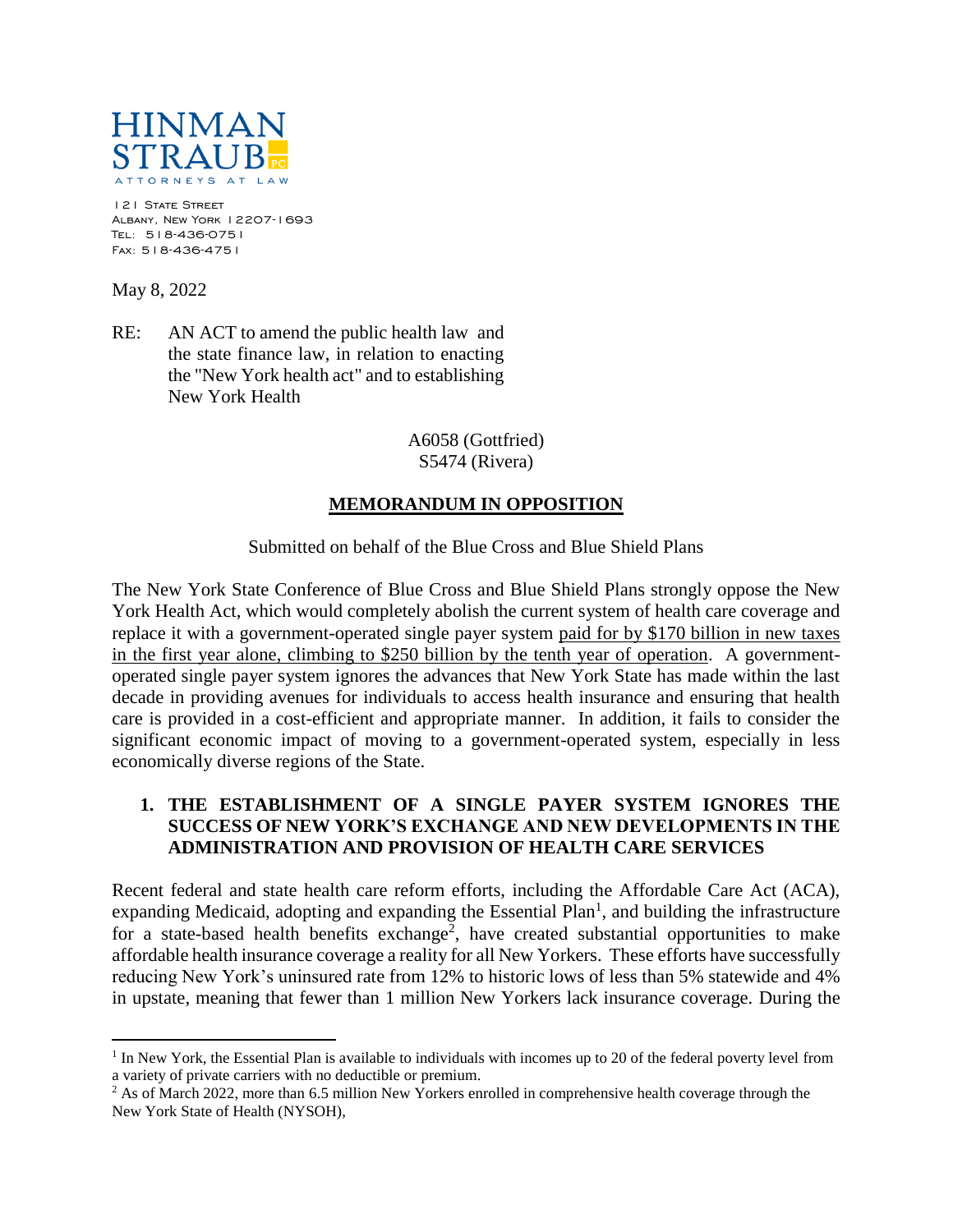**HINMAN STRAUB PC**
ATTORNEYS AT LAW

121 State Street
Albany, New York 12207-1693
Tel: 518-436-0751
Fax: 518-436-4751

May 8, 2022

RE: AN ACT to amend the public health law and the state finance law, in relation to enacting the "New York health act" and to establishing New York Health

A6058 (Gottfried)
S5474 (Rivera)

## MEMORANDUM IN OPPOSITION

Submitted on behalf of the Blue Cross and Blue Shield Plans

The New York State Conference of Blue Cross and Blue Shield Plans strongly oppose the New York Health Act, which would completely abolish the current system of health care coverage and replace it with a government-operated single payer system paid for by $170 billion in new taxes in the first year alone, climbing to $250 billion by the tenth year of operation. A government-operated single payer system ignores the advances that New York State has made within the last decade in providing avenues for individuals to access health insurance and ensuring that health care is provided in a cost-efficient and appropriate manner. In addition, it fails to consider the significant economic impact of moving to a government-operated system, especially in less economically diverse regions of the State.

### 1. THE ESTABLISHMENT OF A SINGLE PAYER SYSTEM IGNORES THE SUCCESS OF NEW YORK'S EXCHANGE AND NEW DEVELOPMENTS IN THE ADMINISTRATION AND PROVISION OF HEALTH CARE SERVICES

Recent federal and state health care reform efforts, including the Affordable Care Act (ACA), expanding Medicaid, adopting and expanding the Essential Plan[1], and building the infrastructure for a state-based health benefits exchange[2], have created substantial opportunities to make affordable health insurance coverage a reality for all New Yorkers. These efforts have successfully reducing New York's uninsured rate from 12% to historic lows of less than 5% statewide and 4% in upstate, meaning that fewer than 1 million New Yorkers lack insurance coverage. During the

---

[1] In New York, the Essential Plan is available to individuals with incomes up to 20 of the federal poverty level from a variety of private carriers with no deductible or premium.

[2] As of March 2022, more than 6.5 million New Yorkers enrolled in comprehensive health coverage through the New York State of Health (NYSOH),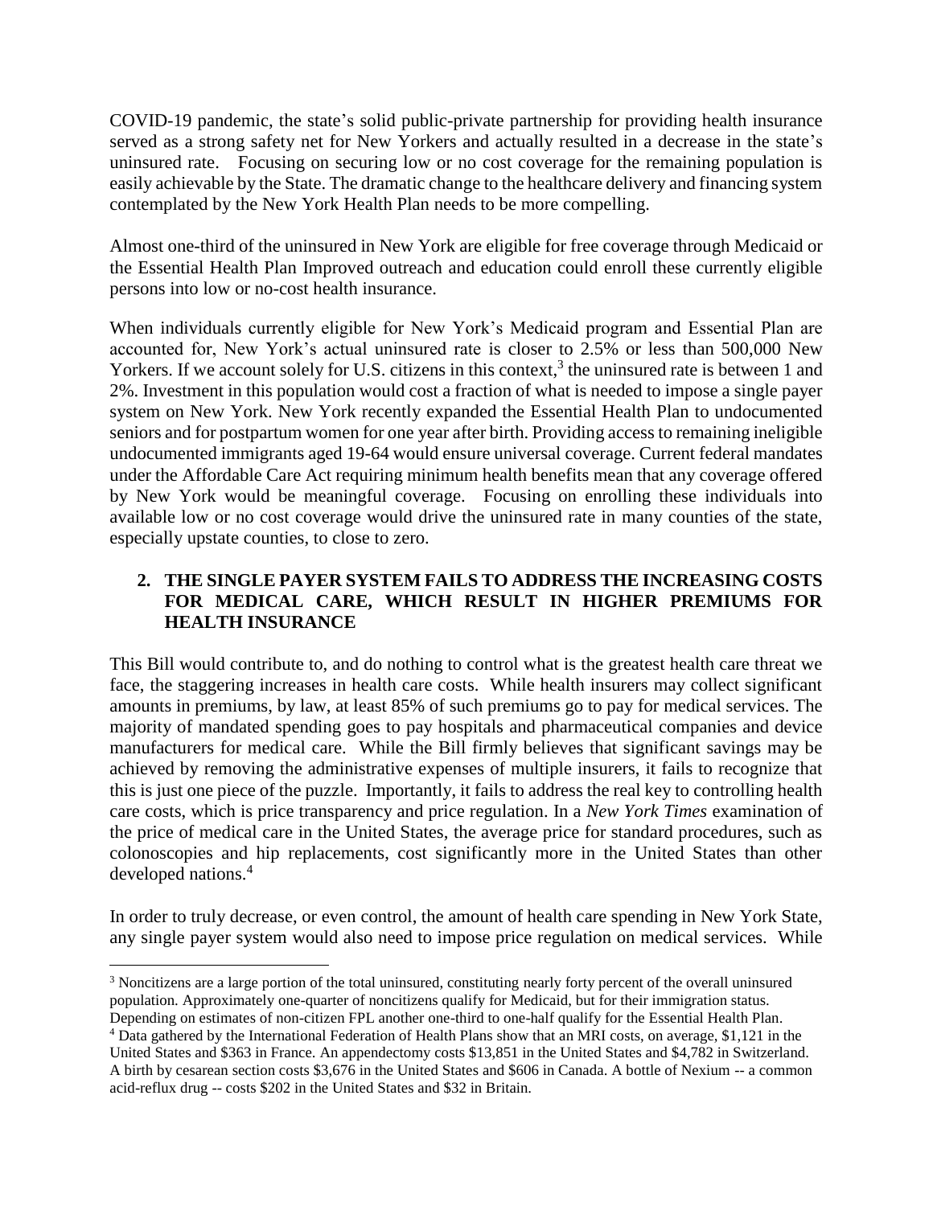COVID-19 pandemic, the state's solid public-private partnership for providing health insurance served as a strong safety net for New Yorkers and actually resulted in a decrease in the state's uninsured rate. Focusing on securing low or no cost coverage for the remaining population is easily achievable by the State. The dramatic change to the healthcare delivery and financing system contemplated by the New York Health Plan needs to be more compelling.

Almost one-third of the uninsured in New York are eligible for free coverage through Medicaid or the Essential Health Plan Improved outreach and education could enroll these currently eligible persons into low or no-cost health insurance.

When individuals currently eligible for New York's Medicaid program and Essential Plan are accounted for, New York's actual uninsured rate is closer to 2.5% or less than 500,000 New Yorkers. If we account solely for U.S. citizens in this context,[3] the uninsured rate is between 1 and 2%. Investment in this population would cost a fraction of what is needed to impose a single payer system on New York. New York recently expanded the Essential Health Plan to undocumented seniors and for postpartum women for one year after birth. Providing access to remaining ineligible undocumented immigrants aged 19-64 would ensure universal coverage. Current federal mandates under the Affordable Care Act requiring minimum health benefits mean that any coverage offered by New York would be meaningful coverage. Focusing on enrolling these individuals into available low or no cost coverage would drive the uninsured rate in many counties of the state, especially upstate counties, to close to zero.

## 2. THE SINGLE PAYER SYSTEM FAILS TO ADDRESS THE INCREASING COSTS FOR MEDICAL CARE, WHICH RESULT IN HIGHER PREMIUMS FOR HEALTH INSURANCE

This Bill would contribute to, and do nothing to control what is the greatest health care threat we face, the staggering increases in health care costs. While health insurers may collect significant amounts in premiums, by law, at least 85% of such premiums go to pay for medical services. The majority of mandated spending goes to pay hospitals and pharmaceutical companies and device manufacturers for medical care. While the Bill firmly believes that significant savings may be achieved by removing the administrative expenses of multiple insurers, it fails to recognize that this is just one piece of the puzzle. Importantly, it fails to address the real key to controlling health care costs, which is price transparency and price regulation. In a *New York Times* examination of the price of medical care in the United States, the average price for standard procedures, such as colonoscopies and hip replacements, cost significantly more in the United States than other developed nations.[4]

In order to truly decrease, or even control, the amount of health care spending in New York State, any single payer system would also need to impose price regulation on medical services. While

---

[3] Noncitizens are a large portion of the total uninsured, constituting nearly forty percent of the overall uninsured population. Approximately one-quarter of noncitizens qualify for Medicaid, but for their immigration status. Depending on estimates of non-citizen FPL another one-third to one-half qualify for the Essential Health Plan.

[4] Data gathered by the International Federation of Health Plans show that an MRI costs, on average, $1,121 in the United States and $363 in France. An appendectomy costs $13,851 in the United States and $4,782 in Switzerland. A birth by cesarean section costs $3,676 in the United States and $606 in Canada. A bottle of Nexium -- a common acid-reflux drug -- costs $202 in the United States and $32 in Britain.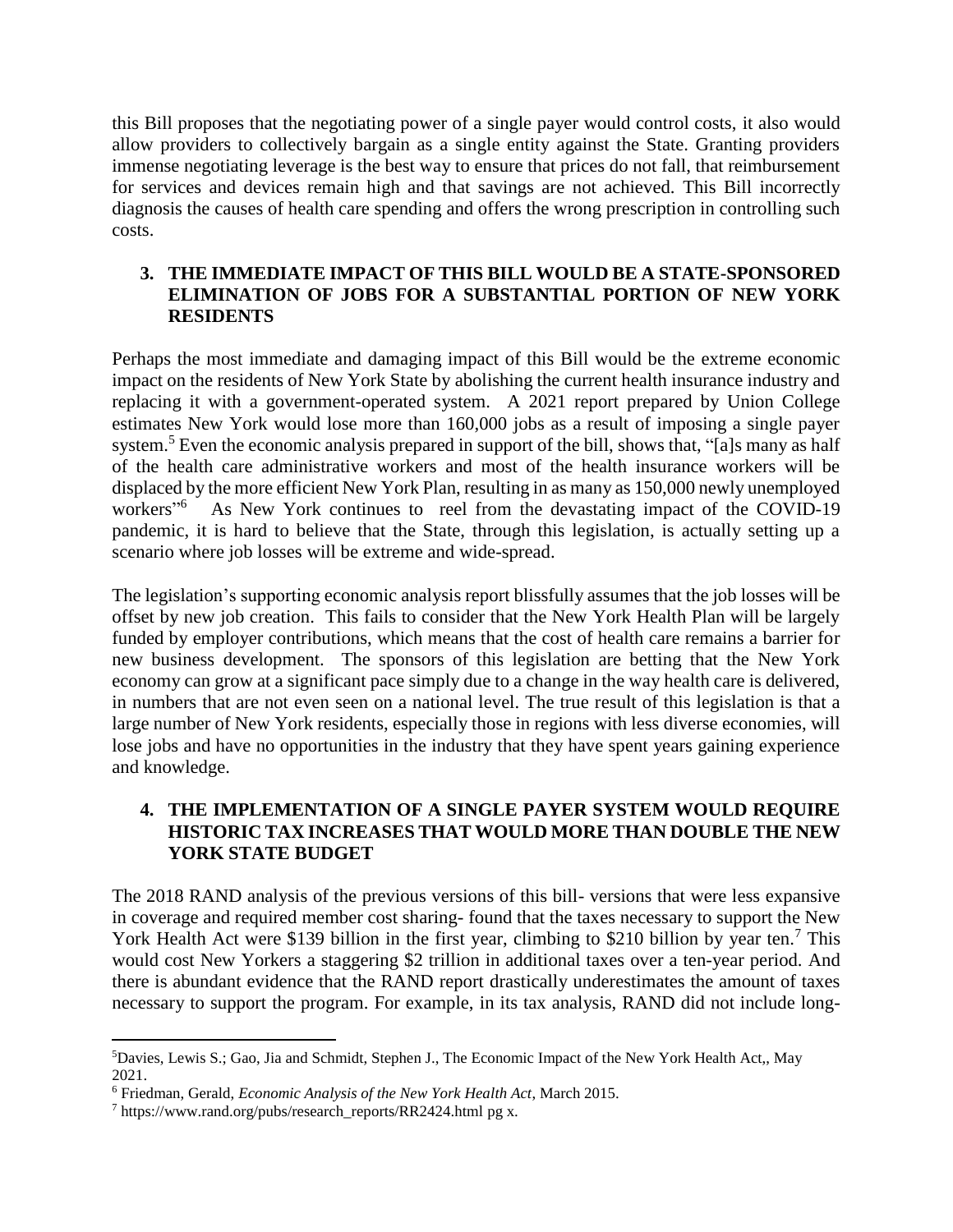this Bill proposes that the negotiating power of a single payer would control costs, it also would allow providers to collectively bargain as a single entity against the State. Granting providers immense negotiating leverage is the best way to ensure that prices do not fall, that reimbursement for services and devices remain high and that savings are not achieved. This Bill incorrectly diagnosis the causes of health care spending and offers the wrong prescription in controlling such costs.

## 3. THE IMMEDIATE IMPACT OF THIS BILL WOULD BE A STATE-SPONSORED ELIMINATION OF JOBS FOR A SUBSTANTIAL PORTION OF NEW YORK RESIDENTS

Perhaps the most immediate and damaging impact of this Bill would be the extreme economic impact on the residents of New York State by abolishing the current health insurance industry and replacing it with a government-operated system. A 2021 report prepared by Union College estimates New York would lose more than 160,000 jobs as a result of imposing a single payer system.[5] Even the economic analysis prepared in support of the bill, shows that, "[a]s many as half of the health care administrative workers and most of the health insurance workers will be displaced by the more efficient New York Plan, resulting in as many as 150,000 newly unemployed workers"[6] As New York continues to reel from the devastating impact of the COVID-19 pandemic, it is hard to believe that the State, through this legislation, is actually setting up a scenario where job losses will be extreme and wide-spread.

The legislation's supporting economic analysis report blissfully assumes that the job losses will be offset by new job creation. This fails to consider that the New York Health Plan will be largely funded by employer contributions, which means that the cost of health care remains a barrier for new business development. The sponsors of this legislation are betting that the New York economy can grow at a significant pace simply due to a change in the way health care is delivered, in numbers that are not even seen on a national level. The true result of this legislation is that a large number of New York residents, especially those in regions with less diverse economies, will lose jobs and have no opportunities in the industry that they have spent years gaining experience and knowledge.

## 4. THE IMPLEMENTATION OF A SINGLE PAYER SYSTEM WOULD REQUIRE HISTORIC TAX INCREASES THAT WOULD MORE THAN DOUBLE THE NEW YORK STATE BUDGET

The 2018 RAND analysis of the previous versions of this bill- versions that were less expansive in coverage and required member cost sharing- found that the taxes necessary to support the New York Health Act were \$139 billion in the first year, climbing to \$210 billion by year ten.[7] This would cost New Yorkers a staggering \$2 trillion in additional taxes over a ten-year period. And there is abundant evidence that the RAND report drastically underestimates the amount of taxes necessary to support the program. For example, in its tax analysis, RAND did not include long-

---

[5] Davies, Lewis S.; Gao, Jia and Schmidt, Stephen J., The Economic Impact of the New York Health Act,, May 2021.

[6] Friedman, Gerald, *Economic Analysis of the New York Health Act*, March 2015.

[7] https://www.rand.org/pubs/research_reports/RR2424.html pg x.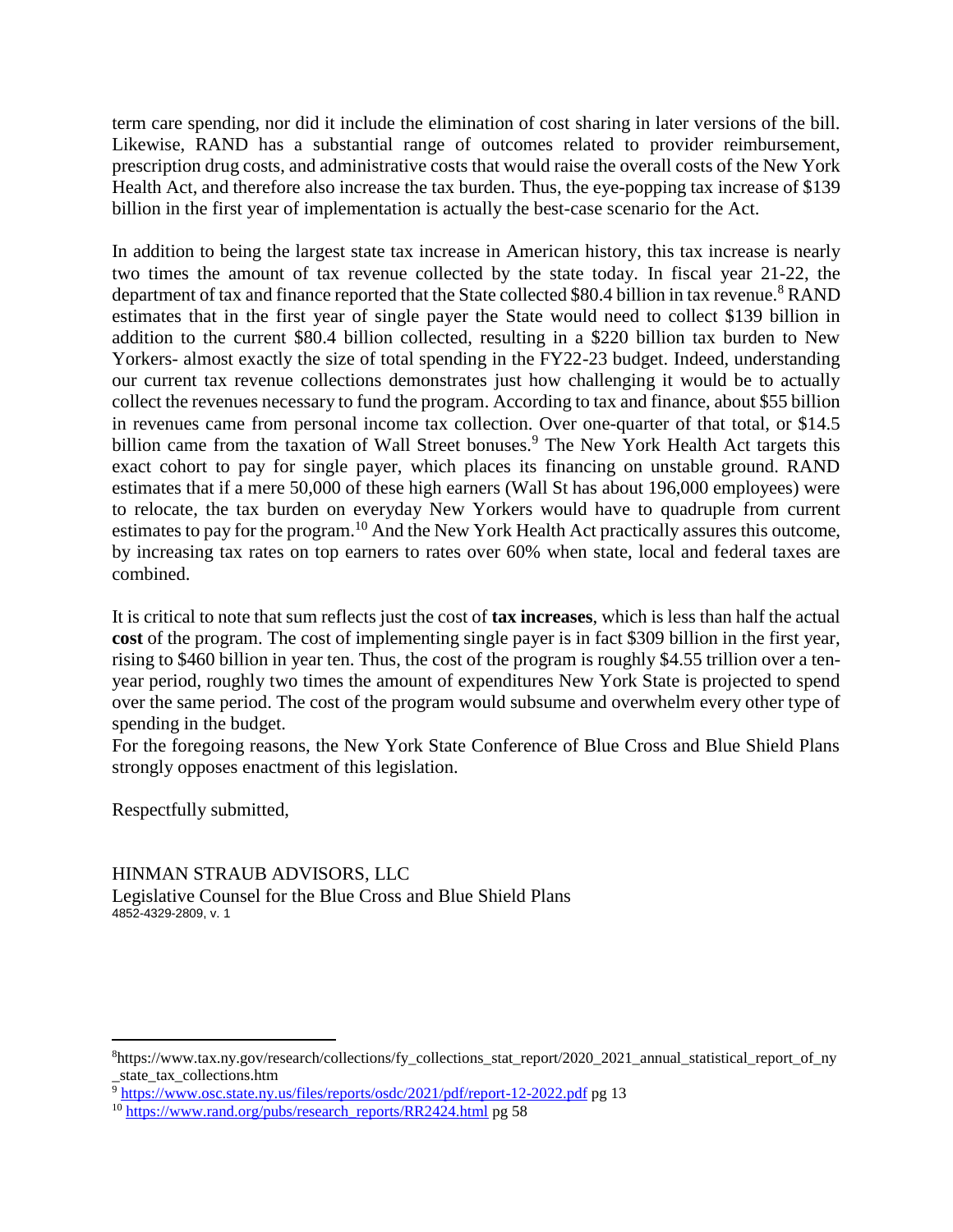term care spending, nor did it include the elimination of cost sharing in later versions of the bill. Likewise, RAND has a substantial range of outcomes related to provider reimbursement, prescription drug costs, and administrative costs that would raise the overall costs of the New York Health Act, and therefore also increase the tax burden. Thus, the eye-popping tax increase of $139 billion in the first year of implementation is actually the best-case scenario for the Act.

In addition to being the largest state tax increase in American history, this tax increase is nearly two times the amount of tax revenue collected by the state today. In fiscal year 21-22, the department of tax and finance reported that the State collected $80.4 billion in tax revenue.[8] RAND estimates that in the first year of single payer the State would need to collect $139 billion in addition to the current $80.4 billion collected, resulting in a $220 billion tax burden to New Yorkers- almost exactly the size of total spending in the FY22-23 budget. Indeed, understanding our current tax revenue collections demonstrates just how challenging it would be to actually collect the revenues necessary to fund the program. According to tax and finance, about $55 billion in revenues came from personal income tax collection. Over one-quarter of that total, or $14.5 billion came from the taxation of Wall Street bonuses.[9] The New York Health Act targets this exact cohort to pay for single payer, which places its financing on unstable ground. RAND estimates that if a mere 50,000 of these high earners (Wall St has about 196,000 employees) were to relocate, the tax burden on everyday New Yorkers would have to quadruple from current estimates to pay for the program.[10] And the New York Health Act practically assures this outcome, by increasing tax rates on top earners to rates over 60% when state, local and federal taxes are combined.

It is critical to note that sum reflects just the cost of **tax increases**, which is less than half the actual **cost** of the program. The cost of implementing single payer is in fact $309 billion in the first year, rising to $460 billion in year ten. Thus, the cost of the program is roughly $4.55 trillion over a ten-year period, roughly two times the amount of expenditures New York State is projected to spend over the same period. The cost of the program would subsume and overwhelm every other type of spending in the budget.

For the foregoing reasons, the New York State Conference of Blue Cross and Blue Shield Plans strongly opposes enactment of this legislation.

Respectfully submitted,

HINMAN STRAUB ADVISORS, LLC
Legislative Counsel for the Blue Cross and Blue Shield Plans
4852-4329-2809, v. 1

---

[8] https://www.tax.ny.gov/research/collections/fy_collections_stat_report/2020_2021_annual_statistical_report_of_ny_state_tax_collections.htm

[9] https://www.osc.state.ny.us/files/reports/osdc/2021/pdf/report-12-2022.pdf pg 13

[10] https://www.rand.org/pubs/research_reports/RR2424.html pg 58